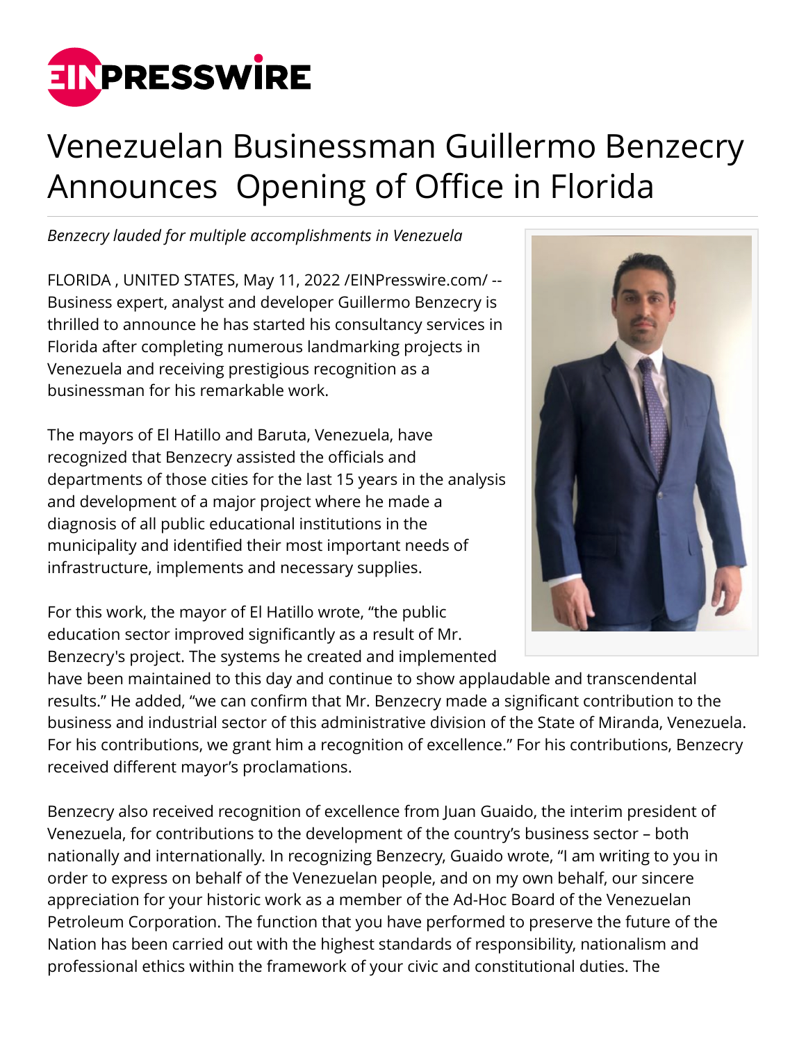# Venezuelan Businessman Guillermo Benzecry Announces Opening of Office in Florida

*Benzecry lauded for multiple accomplishments in Venezuela*

FLORIDA , UNITED STATES, May 11, 2022 /EINPresswire.com/ -- Business expert, analyst and developer Guillermo Benzecry is thrilled to announce he has started his consultancy services in Florida after completing numerous landmarking projects in Venezuela and receiving prestigious recognition as a businessman for his remarkable work.

The mayors of El Hatillo and Baruta, Venezuela, have recognized that Benzecry assisted the officials and departments of those cities for the last 15 years in the analysis and development of a major project where he made a diagnosis of all public educational institutions in the municipality and identified their most important needs of infrastructure, implements and necessary supplies.

For this work, the mayor of El Hatillo wrote, "the public education sector improved significantly as a result of Mr. Benzecry's project. The systems he created and implemented have been maintained to this day and continue to show applaudable and transcendental results." He added, "we can confirm that Mr. Benzecry made a significant contribution to the business and industrial sector of this administrative division of the State of Miranda, Venezuela. For his contributions, we grant him a recognition of excellence." For his contributions, Benzecry received different mayor's proclamations.

Benzecry also received recognition of excellence from Juan Guaido, the interim president of Venezuela, for contributions to the development of the country's business sector – both nationally and internationally. In recognizing Benzecry, Guaido wrote, "I am writing to you in order to express on behalf of the Venezuelan people, and on my own behalf, our sincere appreciation for your historic work as a member of the Ad-Hoc Board of the Venezuelan Petroleum Corporation. The function that you have performed to preserve the future of the Nation has been carried out with the highest standards of responsibility, nationalism and professional ethics within the framework of your civic and constitutional duties. The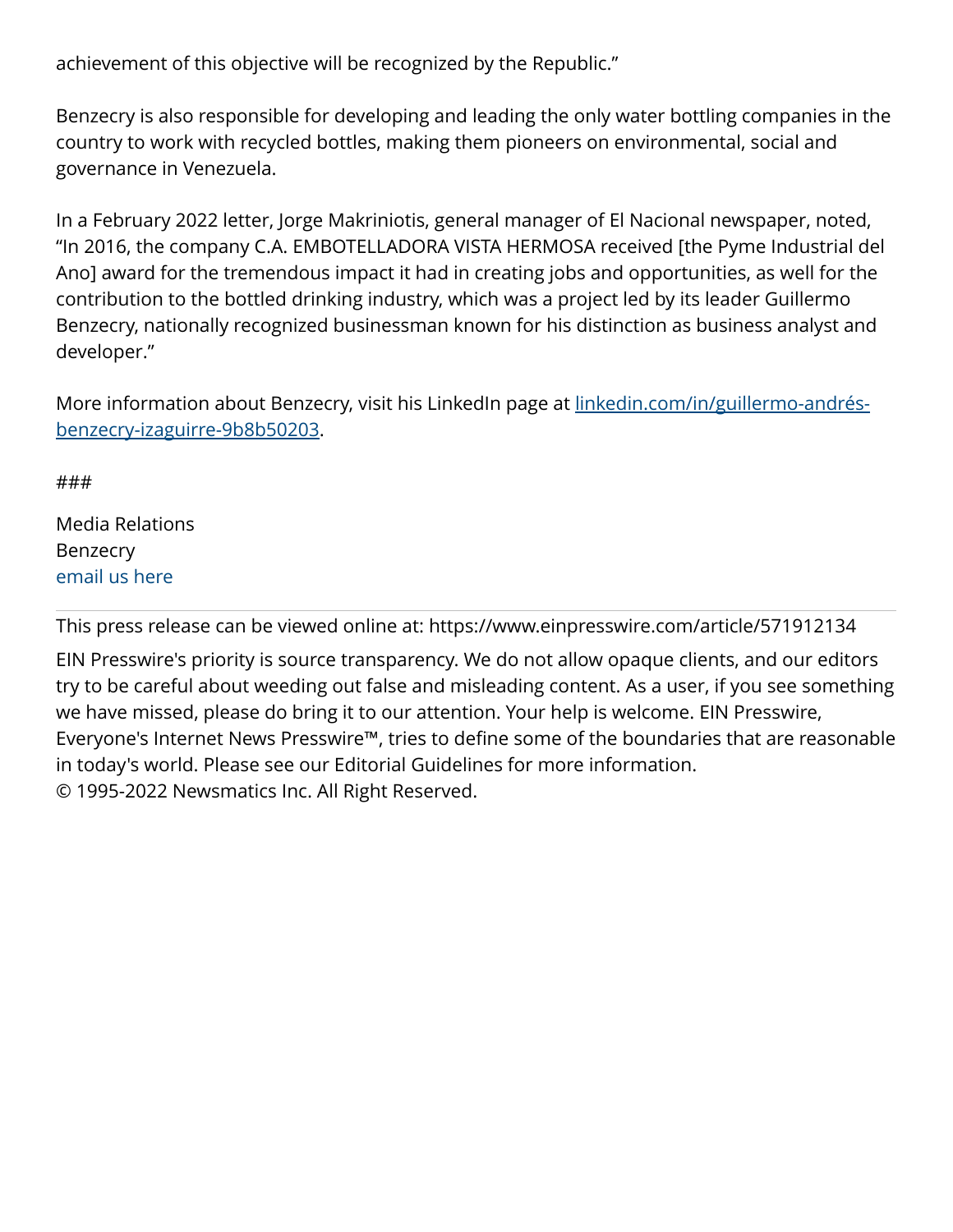achievement of this objective will be recognized by the Republic."

Benzecry is also responsible for developing and leading the only water bottling companies in the country to work with recycled bottles, making them pioneers on environmental, social and governance in Venezuela.

In a February 2022 letter, Jorge Makriniotis, general manager of El Nacional newspaper, noted, "In 2016, the company C.A. EMBOTELLADORA VISTA HERMOSA received [the Pyme Industrial del Ano] award for the tremendous impact it had in creating jobs and opportunities, as well for the contribution to the bottled drinking industry, which was a project led by its leader Guillermo Benzecry, nationally recognized businessman known for his distinction as business analyst and developer."

More information about Benzecry, visit his LinkedIn page at [linkedin.com/in/guillermo-andrés-benzecry-izaguirre-9b8b50203](linkedin.com/in/guillermo-andrés-benzecry-izaguirre-9b8b50203).

###

Media Relations
Benzecry
email us here

This press release can be viewed online at: https://www.einpresswire.com/article/571912134

EIN Presswire's priority is source transparency. We do not allow opaque clients, and our editors try to be careful about weeding out false and misleading content. As a user, if you see something we have missed, please do bring it to our attention. Your help is welcome. EIN Presswire, Everyone's Internet News Presswire™, tries to define some of the boundaries that are reasonable in today's world. Please see our Editorial Guidelines for more information.
© 1995-2022 Newsmatics Inc. All Right Reserved.